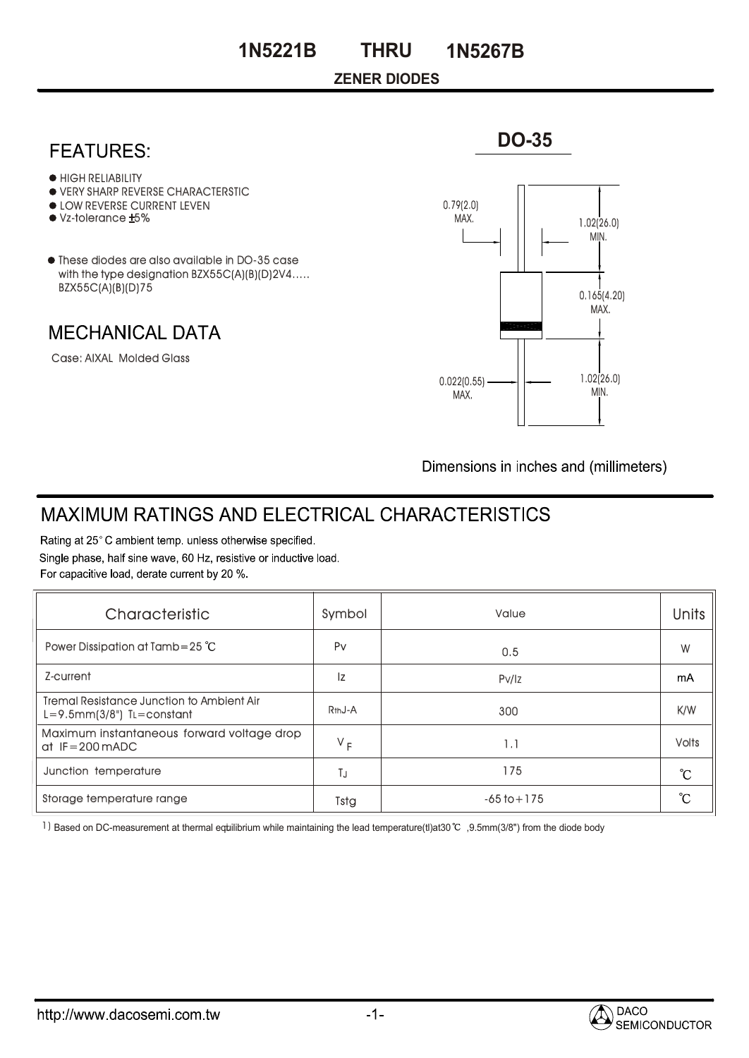# 1N5221B THRU 1N5267B

**ZENER DIODES**

## FEATURES:

- HIGH RELIABILITY
- VERY SHARP REVERSE CHARACTERSTIC
- LOW REVERSE CURRENT LEVEN
- Vz-tolerance ±5%

- These diodes are also available in DO-35 case with the type designation BZX55C(A)(B)(D)2V4..... BZX55C(A)(B)(D)75

## MECHANICAL DATA

Case: AIXAL Molded Glass

**DO-35**

0.79(2.0) MAX.

1.02(26.0) MIN.

0.165(4.20) MAX.

0.022(0.55) MAX.

1.02(26.0) MIN.

Dimensions in inches and (millimeters)

## MAXIMUM RATINGS AND ELECTRICAL CHARACTERISTICS

Rating at 25° C ambient temp. unless otherwise specified.
Single phase, half sine wave, 60 Hz, resistive or inductive load.
For capacitive load, derate current by 20 %.

| Characteristic | Symbol | Value | Units |
|---|---|---|---|
| Power Dissipation at Tamb=25 ℃ | Pv | 0.5 | W |
| Z-current | Iz | Pv/Iz | mA |
| Tremal Resistance Junction to Ambient Air L=9.5mm(3/8") TL=constant | RthJ-A | 300 | K/W |
| Maximum instantaneous forward voltage drop at IF=200 mADC | $V_F$ | 1.1 | Volts |
| Junction temperature | TJ | 175 | ℃ |
| Storage temperature range | Tstg | -65 to+175 | ℃ |

1) Based on DC-measurement at thermal eqbilibrium while maintaining the lead temperature(tl)at30℃ ,9.5mm(3/8") from the diode body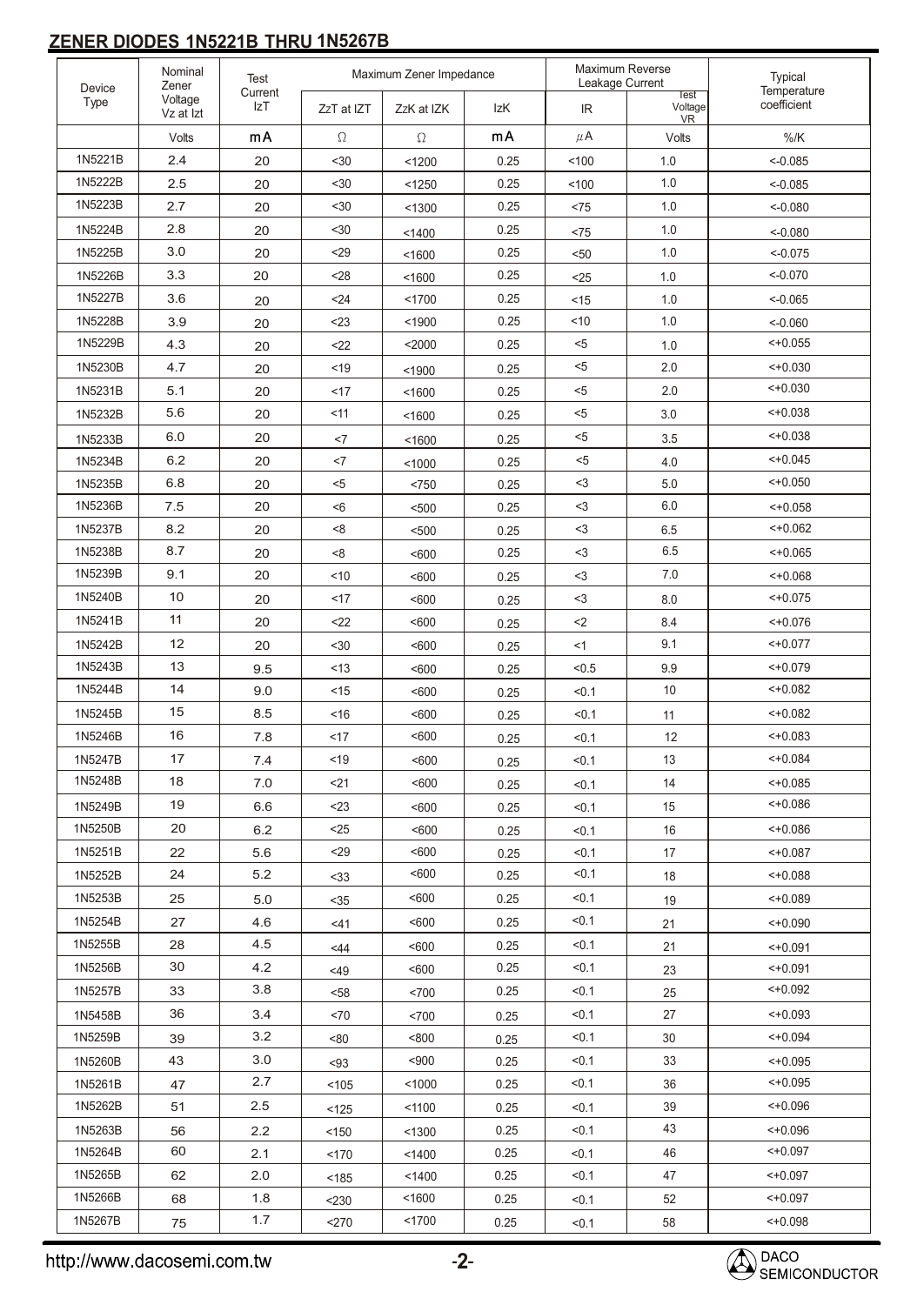## ZENER DIODES 1N5221B THRU 1N5267B

| Device Type | Nominal Zener Voltage Vz at Izt | Test Current IzT | Maximum Zener Impedance | | | Maximum Reverse Leakage Current | | Typical Temperature coefficient |
|---|---|---|---|---|---|---|---|---|
| | | | ZzT at IZT | ZzK at IZK | IzK | IR | Test Voltage VR | |
| | Volts | mA | Ω | Ω | mA | μA | Volts | %/K |
| 1N5221B | 2.4 | 20 | <30 | <1200 | 0.25 | <100 | 1.0 | <-0.085 |
| 1N5222B | 2.5 | 20 | <30 | <1250 | 0.25 | <100 | 1.0 | <-0.085 |
| 1N5223B | 2.7 | 20 | <30 | <1300 | 0.25 | <75 | 1.0 | <-0.080 |
| 1N5224B | 2.8 | 20 | <30 | <1400 | 0.25 | <75 | 1.0 | <-0.080 |
| 1N5225B | 3.0 | 20 | <29 | <1600 | 0.25 | <50 | 1.0 | <-0.075 |
| 1N5226B | 3.3 | 20 | <28 | <1600 | 0.25 | <25 | 1.0 | <-0.070 |
| 1N5227B | 3.6 | 20 | <24 | <1700 | 0.25 | <15 | 1.0 | <-0.065 |
| 1N5228B | 3.9 | 20 | <23 | <1900 | 0.25 | <10 | 1.0 | <-0.060 |
| 1N5229B | 4.3 | 20 | <22 | <2000 | 0.25 | <5 | 1.0 | <+0.055 |
| 1N5230B | 4.7 | 20 | <19 | <1900 | 0.25 | <5 | 2.0 | <+0.030 |
| 1N5231B | 5.1 | 20 | <17 | <1600 | 0.25 | <5 | 2.0 | <+0.030 |
| 1N5232B | 5.6 | 20 | <11 | <1600 | 0.25 | <5 | 3.0 | <+0.038 |
| 1N5233B | 6.0 | 20 | <7 | <1600 | 0.25 | <5 | 3.5 | <+0.038 |
| 1N5234B | 6.2 | 20 | <7 | <1000 | 0.25 | <5 | 4.0 | <+0.045 |
| 1N5235B | 6.8 | 20 | <5 | <750 | 0.25 | <3 | 5.0 | <+0.050 |
| 1N5236B | 7.5 | 20 | <6 | <500 | 0.25 | <3 | 6.0 | <+0.058 |
| 1N5237B | 8.2 | 20 | <8 | <500 | 0.25 | <3 | 6.5 | <+0.062 |
| 1N5238B | 8.7 | 20 | <8 | <600 | 0.25 | <3 | 6.5 | <+0.065 |
| 1N5239B | 9.1 | 20 | <10 | <600 | 0.25 | <3 | 7.0 | <+0.068 |
| 1N5240B | 10 | 20 | <17 | <600 | 0.25 | <3 | 8.0 | <+0.075 |
| 1N5241B | 11 | 20 | <22 | <600 | 0.25 | <2 | 8.4 | <+0.076 |
| 1N5242B | 12 | 20 | <30 | <600 | 0.25 | <1 | 9.1 | <+0.077 |
| 1N5243B | 13 | 9.5 | <13 | <600 | 0.25 | <0.5 | 9.9 | <+0.079 |
| 1N5244B | 14 | 9.0 | <15 | <600 | 0.25 | <0.1 | 10 | <+0.082 |
| 1N5245B | 15 | 8.5 | <16 | <600 | 0.25 | <0.1 | 11 | <+0.082 |
| 1N5246B | 16 | 7.8 | <17 | <600 | 0.25 | <0.1 | 12 | <+0.083 |
| 1N5247B | 17 | 7.4 | <19 | <600 | 0.25 | <0.1 | 13 | <+0.084 |
| 1N5248B | 18 | 7.0 | <21 | <600 | 0.25 | <0.1 | 14 | <+0.085 |
| 1N5249B | 19 | 6.6 | <23 | <600 | 0.25 | <0.1 | 15 | <+0.086 |
| 1N5250B | 20 | 6.2 | <25 | <600 | 0.25 | <0.1 | 16 | <+0.086 |
| 1N5251B | 22 | 5.6 | <29 | <600 | 0.25 | <0.1 | 17 | <+0.087 |
| 1N5252B | 24 | 5.2 | <33 | <600 | 0.25 | <0.1 | 18 | <+0.088 |
| 1N5253B | 25 | 5.0 | <35 | <600 | 0.25 | <0.1 | 19 | <+0.089 |
| 1N5254B | 27 | 4.6 | <41 | <600 | 0.25 | <0.1 | 21 | <+0.090 |
| 1N5255B | 28 | 4.5 | <44 | <600 | 0.25 | <0.1 | 21 | <+0.091 |
| 1N5256B | 30 | 4.2 | <49 | <600 | 0.25 | <0.1 | 23 | <+0.091 |
| 1N5257B | 33 | 3.8 | <58 | <700 | 0.25 | <0.1 | 25 | <+0.092 |
| 1N5458B | 36 | 3.4 | <70 | <700 | 0.25 | <0.1 | 27 | <+0.093 |
| 1N5259B | 39 | 3.2 | <80 | <800 | 0.25 | <0.1 | 30 | <+0.094 |
| 1N5260B | 43 | 3.0 | <93 | <900 | 0.25 | <0.1 | 33 | <+0.095 |
| 1N5261B | 47 | 2.7 | <105 | <1000 | 0.25 | <0.1 | 36 | <+0.095 |
| 1N5262B | 51 | 2.5 | <125 | <1100 | 0.25 | <0.1 | 39 | <+0.096 |
| 1N5263B | 56 | 2.2 | <150 | <1300 | 0.25 | <0.1 | 43 | <+0.096 |
| 1N5264B | 60 | 2.1 | <170 | <1400 | 0.25 | <0.1 | 46 | <+0.097 |
| 1N5265B | 62 | 2.0 | <185 | <1400 | 0.25 | <0.1 | 47 | <+0.097 |
| 1N5266B | 68 | 1.8 | <230 | <1600 | 0.25 | <0.1 | 52 | <+0.097 |
| 1N5267B | 75 | 1.7 | <270 | <1700 | 0.25 | <0.1 | 58 | <+0.098 |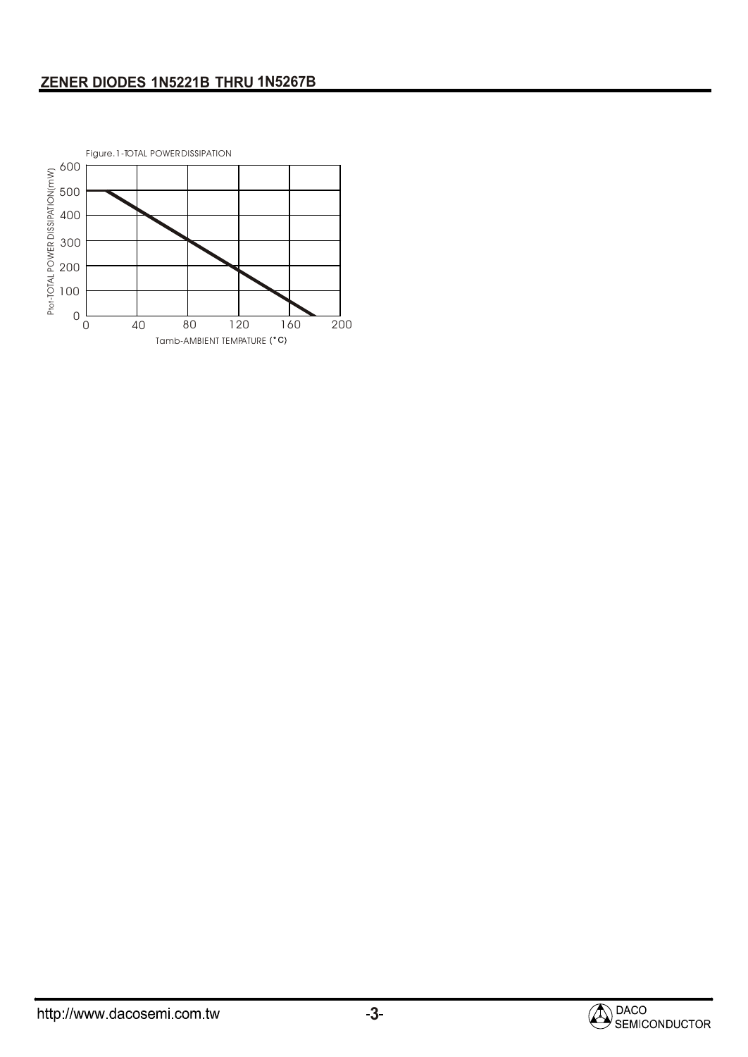Figure.1-TOTAL POWER DISSIPATION

Ptot-TOTAL POWER DISSIPATION(mW)

600
500
400
300
200
100
0

0
40
80
120
160
200

Tamb-AMBIENT TEMPATURE (°C)